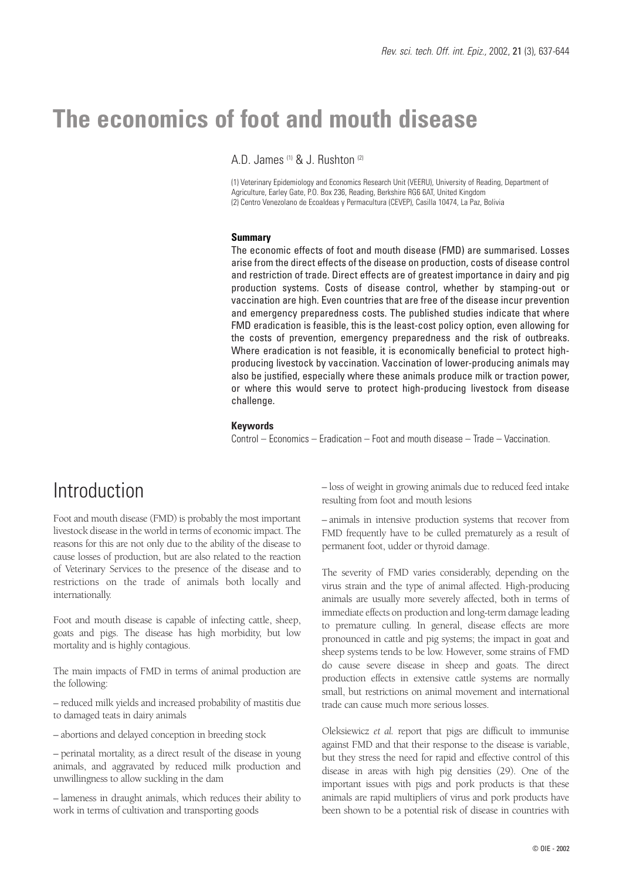# The economics of foot and mouth disease

A.D. James [(1)] & J. Rushton [(2)]

(1) Veterinary Epidemiology and Economics Research Unit (VEERU), University of Reading, Department of Agriculture, Earley Gate, P.O. Box 236, Reading, Berkshire RG6 6AT, United Kingdom
(2) Centro Venezolano de Ecoaldeas y Permacultura (CEVEP), Casilla 10474, La Paz, Bolivia

### Summary

The economic effects of foot and mouth disease (FMD) are summarised. Losses arise from the direct effects of the disease on production, costs of disease control and restriction of trade. Direct effects are of greatest importance in dairy and pig production systems. Costs of disease control, whether by stamping-out or vaccination are high. Even countries that are free of the disease incur prevention and emergency preparedness costs. The published studies indicate that where FMD eradication is feasible, this is the least-cost policy option, even allowing for the costs of prevention, emergency preparedness and the risk of outbreaks. Where eradication is not feasible, it is economically beneficial to protect high-producing livestock by vaccination. Vaccination of lower-producing animals may also be justified, especially where these animals produce milk or traction power, or where this would serve to protect high-producing livestock from disease challenge.

### Keywords

Control – Economics – Eradication – Foot and mouth disease – Trade – Vaccination.

## Introduction

Foot and mouth disease (FMD) is probably the most important livestock disease in the world in terms of economic impact. The reasons for this are not only due to the ability of the disease to cause losses of production, but are also related to the reaction of Veterinary Services to the presence of the disease and to restrictions on the trade of animals both locally and internationally.

Foot and mouth disease is capable of infecting cattle, sheep, goats and pigs. The disease has high morbidity, but low mortality and is highly contagious.

The main impacts of FMD in terms of animal production are the following:

– reduced milk yields and increased probability of mastitis due to damaged teats in dairy animals

– abortions and delayed conception in breeding stock

– perinatal mortality, as a direct result of the disease in young animals, and aggravated by reduced milk production and unwillingness to allow suckling in the dam

– lameness in draught animals, which reduces their ability to work in terms of cultivation and transporting goods

– loss of weight in growing animals due to reduced feed intake resulting from foot and mouth lesions

– animals in intensive production systems that recover from FMD frequently have to be culled prematurely as a result of permanent foot, udder or thyroid damage.

The severity of FMD varies considerably, depending on the virus strain and the type of animal affected. High-producing animals are usually more severely affected, both in terms of immediate effects on production and long-term damage leading to premature culling. In general, disease effects are more pronounced in cattle and pig systems; the impact in goat and sheep systems tends to be low. However, some strains of FMD do cause severe disease in sheep and goats. The direct production effects in extensive cattle systems are normally small, but restrictions on animal movement and international trade can cause much more serious losses.

Oleksiewicz *et al.* report that pigs are difficult to immunise against FMD and that their response to the disease is variable, but they stress the need for rapid and effective control of this disease in areas with high pig densities (29). One of the important issues with pigs and pork products is that these animals are rapid multipliers of virus and pork products have been shown to be a potential risk of disease in countries with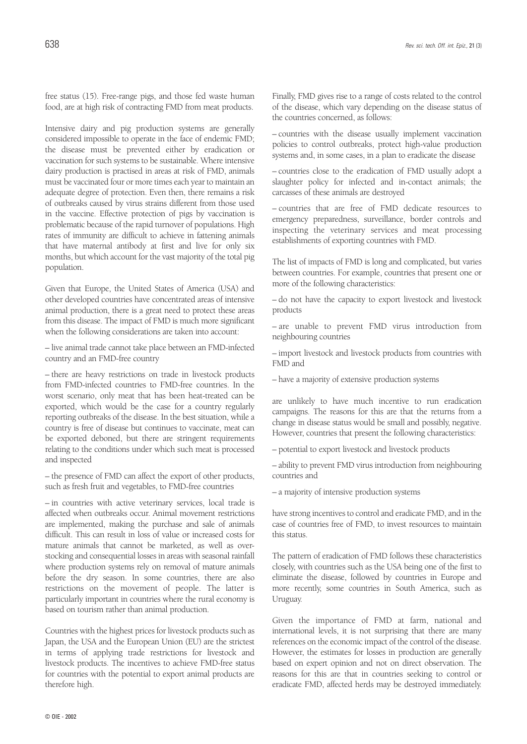free status (15). Free-range pigs, and those fed waste human food, are at high risk of contracting FMD from meat products.

Intensive dairy and pig production systems are generally considered impossible to operate in the face of endemic FMD; the disease must be prevented either by eradication or vaccination for such systems to be sustainable. Where intensive dairy production is practised in areas at risk of FMD, animals must be vaccinated four or more times each year to maintain an adequate degree of protection. Even then, there remains a risk of outbreaks caused by virus strains different from those used in the vaccine. Effective protection of pigs by vaccination is problematic because of the rapid turnover of populations. High rates of immunity are difficult to achieve in fattening animals that have maternal antibody at first and live for only six months, but which account for the vast majority of the total pig population.

Given that Europe, the United States of America (USA) and other developed countries have concentrated areas of intensive animal production, there is a great need to protect these areas from this disease. The impact of FMD is much more significant when the following considerations are taken into account:

– live animal trade cannot take place between an FMD-infected country and an FMD-free country

– there are heavy restrictions on trade in livestock products from FMD-infected countries to FMD-free countries. In the worst scenario, only meat that has been heat-treated can be exported, which would be the case for a country regularly reporting outbreaks of the disease. In the best situation, while a country is free of disease but continues to vaccinate, meat can be exported deboned, but there are stringent requirements relating to the conditions under which such meat is processed and inspected

– the presence of FMD can affect the export of other products, such as fresh fruit and vegetables, to FMD-free countries

– in countries with active veterinary services, local trade is affected when outbreaks occur. Animal movement restrictions are implemented, making the purchase and sale of animals difficult. This can result in loss of value or increased costs for mature animals that cannot be marketed, as well as over-stocking and consequential losses in areas with seasonal rainfall where production systems rely on removal of mature animals before the dry season. In some countries, there are also restrictions on the movement of people. The latter is particularly important in countries where the rural economy is based on tourism rather than animal production.

Countries with the highest prices for livestock products such as Japan, the USA and the European Union (EU) are the strictest in terms of applying trade restrictions for livestock and livestock products. The incentives to achieve FMD-free status for countries with the potential to export animal products are therefore high.

Finally, FMD gives rise to a range of costs related to the control of the disease, which vary depending on the disease status of the countries concerned, as follows:

– countries with the disease usually implement vaccination policies to control outbreaks, protect high-value production systems and, in some cases, in a plan to eradicate the disease

– countries close to the eradication of FMD usually adopt a slaughter policy for infected and in-contact animals; the carcasses of these animals are destroyed

– countries that are free of FMD dedicate resources to emergency preparedness, surveillance, border controls and inspecting the veterinary services and meat processing establishments of exporting countries with FMD.

The list of impacts of FMD is long and complicated, but varies between countries. For example, countries that present one or more of the following characteristics:

– do not have the capacity to export livestock and livestock products

– are unable to prevent FMD virus introduction from neighbouring countries

– import livestock and livestock products from countries with FMD and

– have a majority of extensive production systems

are unlikely to have much incentive to run eradication campaigns. The reasons for this are that the returns from a change in disease status would be small and possibly, negative. However, countries that present the following characteristics:

– potential to export livestock and livestock products

– ability to prevent FMD virus introduction from neighbouring countries and

– a majority of intensive production systems

have strong incentives to control and eradicate FMD, and in the case of countries free of FMD, to invest resources to maintain this status.

The pattern of eradication of FMD follows these characteristics closely, with countries such as the USA being one of the first to eliminate the disease, followed by countries in Europe and more recently, some countries in South America, such as Uruguay.

Given the importance of FMD at farm, national and international levels, it is not surprising that there are many references on the economic impact of the control of the disease. However, the estimates for losses in production are generally based on expert opinion and not on direct observation. The reasons for this are that in countries seeking to control or eradicate FMD, affected herds may be destroyed immediately.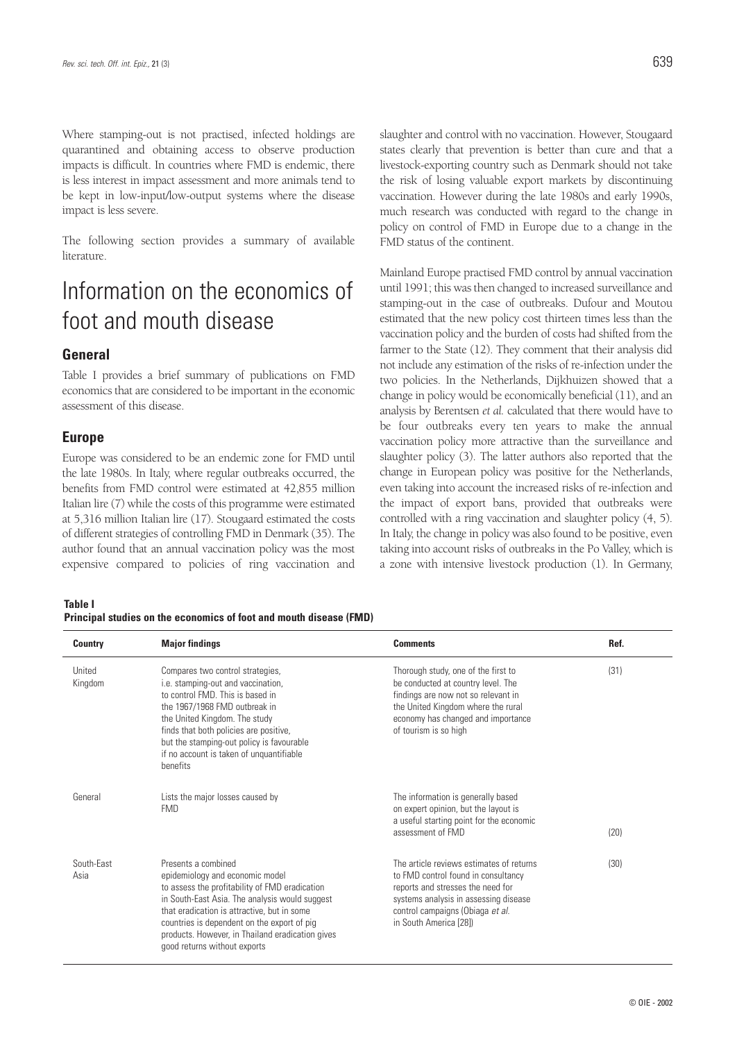Where stamping-out is not practised, infected holdings are quarantined and obtaining access to observe production impacts is difficult. In countries where FMD is endemic, there is less interest in impact assessment and more animals tend to be kept in low-input/low-output systems where the disease impact is less severe.

The following section provides a summary of available literature.

# Information on the economics of foot and mouth disease

## General

Table I provides a brief summary of publications on FMD economics that are considered to be important in the economic assessment of this disease.

## Europe

Europe was considered to be an endemic zone for FMD until the late 1980s. In Italy, where regular outbreaks occurred, the benefits from FMD control were estimated at 42,855 million Italian lire (7) while the costs of this programme were estimated at 5,316 million Italian lire (17). Stougaard estimated the costs of different strategies of controlling FMD in Denmark (35). The author found that an annual vaccination policy was the most expensive compared to policies of ring vaccination and slaughter and control with no vaccination. However, Stougaard states clearly that prevention is better than cure and that a livestock-exporting country such as Denmark should not take the risk of losing valuable export markets by discontinuing vaccination. However during the late 1980s and early 1990s, much research was conducted with regard to the change in policy on control of FMD in Europe due to a change in the FMD status of the continent.

Mainland Europe practised FMD control by annual vaccination until 1991; this was then changed to increased surveillance and stamping-out in the case of outbreaks. Dufour and Moutou estimated that the new policy cost thirteen times less than the vaccination policy and the burden of costs had shifted from the farmer to the State (12). They comment that their analysis did not include any estimation of the risks of re-infection under the two policies. In the Netherlands, Dijkhuizen showed that a change in policy would be economically beneficial (11), and an analysis by Berentsen *et al.* calculated that there would have to be four outbreaks every ten years to make the annual vaccination policy more attractive than the surveillance and slaughter policy (3). The latter authors also reported that the change in European policy was positive for the Netherlands, even taking into account the increased risks of re-infection and the impact of export bans, provided that outbreaks were controlled with a ring vaccination and slaughter policy (4, 5). In Italy, the change in policy was also found to be positive, even taking into account risks of outbreaks in the Po Valley, which is a zone with intensive livestock production (1). In Germany,

**Table I**
**Principal studies on the economics of foot and mouth disease (FMD)**

| Country | Major findings | Comments | Ref. |
|---|---|---|---|
| United Kingdom | Compares two control strategies, i.e. stamping-out and vaccination, to control FMD. This is based in the 1967/1968 FMD outbreak in the United Kingdom. The study finds that both policies are positive, but the stamping-out policy is favourable if no account is taken of unquantifiable benefits | Thorough study, one of the first to be conducted at country level. The findings are now not so relevant in the United Kingdom where the rural economy has changed and importance of tourism is so high | (31) |
| General | Lists the major losses caused by FMD | The information is generally based on expert opinion, but the layout is a useful starting point for the economic assessment of FMD | (20) |
| South-East Asia | Presents a combined epidemiology and economic model to assess the profitability of FMD eradication in South-East Asia. The analysis would suggest that eradication is attractive, but in some countries is dependent on the export of pig products. However, in Thailand eradication gives good returns without exports | The article reviews estimates of returns to FMD control found in consultancy reports and stresses the need for systems analysis in assessing disease control campaigns (Obiaga *et al.* in South America [28]) | (30) |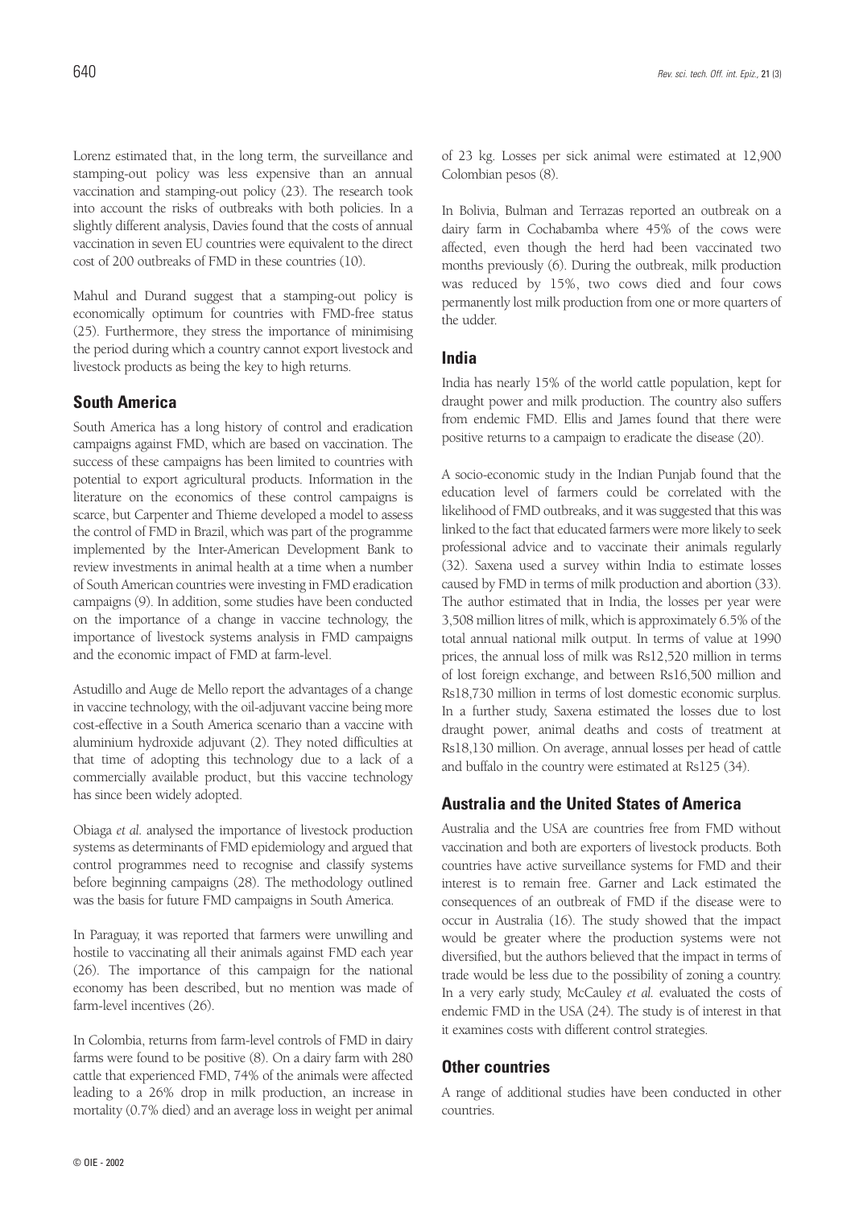Lorenz estimated that, in the long term, the surveillance and stamping-out policy was less expensive than an annual vaccination and stamping-out policy (23). The research took into account the risks of outbreaks with both policies. In a slightly different analysis, Davies found that the costs of annual vaccination in seven EU countries were equivalent to the direct cost of 200 outbreaks of FMD in these countries (10).

Mahul and Durand suggest that a stamping-out policy is economically optimum for countries with FMD-free status (25). Furthermore, they stress the importance of minimising the period during which a country cannot export livestock and livestock products as being the key to high returns.

## South America

South America has a long history of control and eradication campaigns against FMD, which are based on vaccination. The success of these campaigns has been limited to countries with potential to export agricultural products. Information in the literature on the economics of these control campaigns is scarce, but Carpenter and Thieme developed a model to assess the control of FMD in Brazil, which was part of the programme implemented by the Inter-American Development Bank to review investments in animal health at a time when a number of South American countries were investing in FMD eradication campaigns (9). In addition, some studies have been conducted on the importance of a change in vaccine technology, the importance of livestock systems analysis in FMD campaigns and the economic impact of FMD at farm-level.

Astudillo and Auge de Mello report the advantages of a change in vaccine technology, with the oil-adjuvant vaccine being more cost-effective in a South America scenario than a vaccine with aluminium hydroxide adjuvant (2). They noted difficulties at that time of adopting this technology due to a lack of a commercially available product, but this vaccine technology has since been widely adopted.

Obiaga *et al.* analysed the importance of livestock production systems as determinants of FMD epidemiology and argued that control programmes need to recognise and classify systems before beginning campaigns (28). The methodology outlined was the basis for future FMD campaigns in South America.

In Paraguay, it was reported that farmers were unwilling and hostile to vaccinating all their animals against FMD each year (26). The importance of this campaign for the national economy has been described, but no mention was made of farm-level incentives (26).

In Colombia, returns from farm-level controls of FMD in dairy farms were found to be positive (8). On a dairy farm with 280 cattle that experienced FMD, 74% of the animals were affected leading to a 26% drop in milk production, an increase in mortality (0.7% died) and an average loss in weight per animal of 23 kg. Losses per sick animal were estimated at 12,900 Colombian pesos (8).

In Bolivia, Bulman and Terrazas reported an outbreak on a dairy farm in Cochabamba where 45% of the cows were affected, even though the herd had been vaccinated two months previously (6). During the outbreak, milk production was reduced by 15%, two cows died and four cows permanently lost milk production from one or more quarters of the udder.

## India

India has nearly 15% of the world cattle population, kept for draught power and milk production. The country also suffers from endemic FMD. Ellis and James found that there were positive returns to a campaign to eradicate the disease (20).

A socio-economic study in the Indian Punjab found that the education level of farmers could be correlated with the likelihood of FMD outbreaks, and it was suggested that this was linked to the fact that educated farmers were more likely to seek professional advice and to vaccinate their animals regularly (32). Saxena used a survey within India to estimate losses caused by FMD in terms of milk production and abortion (33). The author estimated that in India, the losses per year were 3,508 million litres of milk, which is approximately 6.5% of the total annual national milk output. In terms of value at 1990 prices, the annual loss of milk was Rs12,520 million in terms of lost foreign exchange, and between Rs16,500 million and Rs18,730 million in terms of lost domestic economic surplus. In a further study, Saxena estimated the losses due to lost draught power, animal deaths and costs of treatment at Rs18,130 million. On average, annual losses per head of cattle and buffalo in the country were estimated at Rs125 (34).

## Australia and the United States of America

Australia and the USA are countries free from FMD without vaccination and both are exporters of livestock products. Both countries have active surveillance systems for FMD and their interest is to remain free. Garner and Lack estimated the consequences of an outbreak of FMD if the disease were to occur in Australia (16). The study showed that the impact would be greater where the production systems were not diversified, but the authors believed that the impact in terms of trade would be less due to the possibility of zoning a country. In a very early study, McCauley *et al.* evaluated the costs of endemic FMD in the USA (24). The study is of interest in that it examines costs with different control strategies.

## Other countries

A range of additional studies have been conducted in other countries.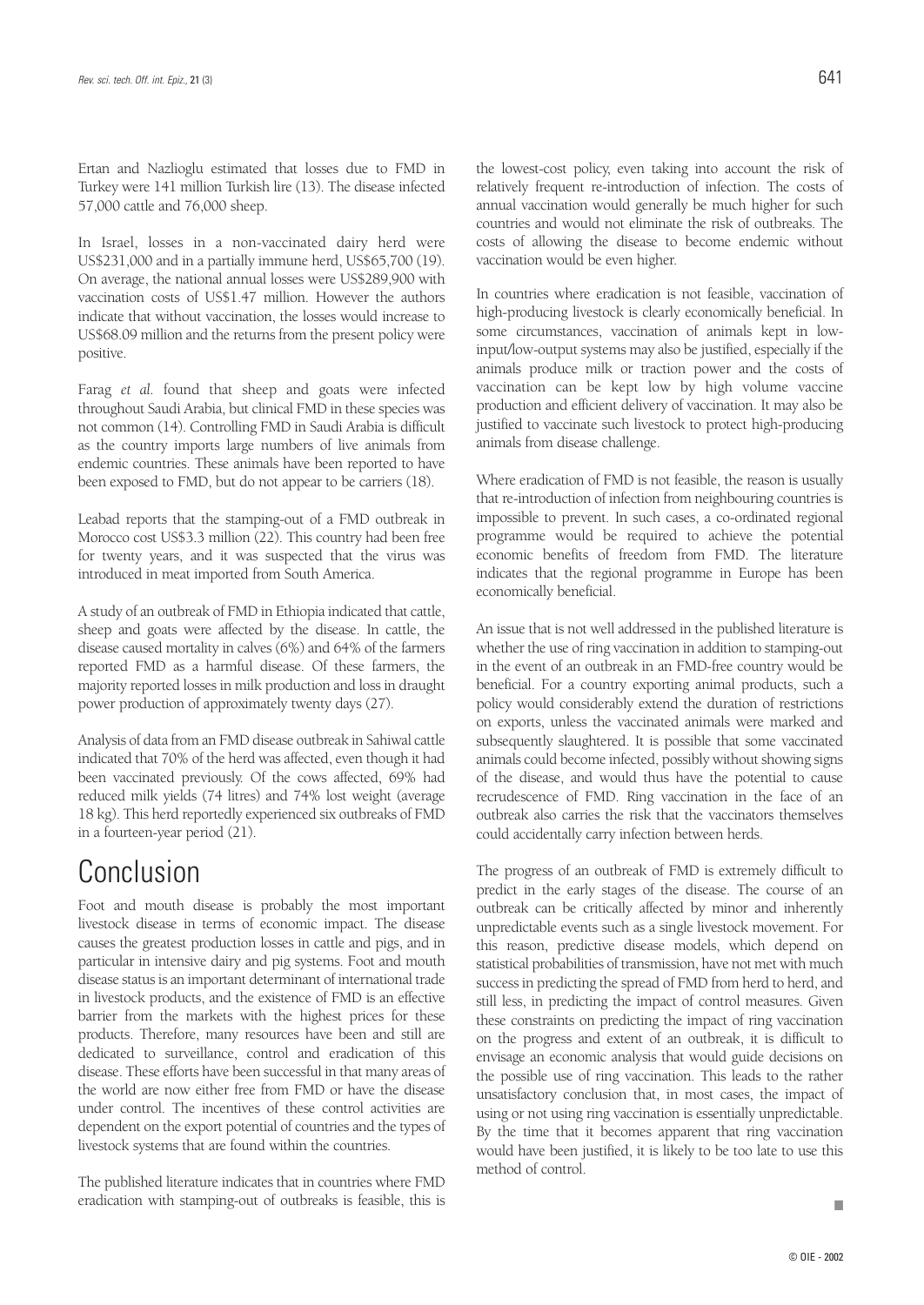Ertan and Nazlioglu estimated that losses due to FMD in Turkey were 141 million Turkish lire (13). The disease infected 57,000 cattle and 76,000 sheep.

In Israel, losses in a non-vaccinated dairy herd were US$231,000 and in a partially immune herd, US$65,700 (19). On average, the national annual losses were US$289,900 with vaccination costs of US$1.47 million. However the authors indicate that without vaccination, the losses would increase to US$68.09 million and the returns from the present policy were positive.

Farag *et al.* found that sheep and goats were infected throughout Saudi Arabia, but clinical FMD in these species was not common (14). Controlling FMD in Saudi Arabia is difficult as the country imports large numbers of live animals from endemic countries. These animals have been reported to have been exposed to FMD, but do not appear to be carriers (18).

Leabad reports that the stamping-out of a FMD outbreak in Morocco cost US$3.3 million (22). This country had been free for twenty years, and it was suspected that the virus was introduced in meat imported from South America.

A study of an outbreak of FMD in Ethiopia indicated that cattle, sheep and goats were affected by the disease. In cattle, the disease caused mortality in calves (6%) and 64% of the farmers reported FMD as a harmful disease. Of these farmers, the majority reported losses in milk production and loss in draught power production of approximately twenty days (27).

Analysis of data from an FMD disease outbreak in Sahiwal cattle indicated that 70% of the herd was affected, even though it had been vaccinated previously. Of the cows affected, 69% had reduced milk yields (74 litres) and 74% lost weight (average 18 kg). This herd reportedly experienced six outbreaks of FMD in a fourteen-year period (21).

# Conclusion

Foot and mouth disease is probably the most important livestock disease in terms of economic impact. The disease causes the greatest production losses in cattle and pigs, and in particular in intensive dairy and pig systems. Foot and mouth disease status is an important determinant of international trade in livestock products, and the existence of FMD is an effective barrier from the markets with the highest prices for these products. Therefore, many resources have been and still are dedicated to surveillance, control and eradication of this disease. These efforts have been successful in that many areas of the world are now either free from FMD or have the disease under control. The incentives of these control activities are dependent on the export potential of countries and the types of livestock systems that are found within the countries.

The published literature indicates that in countries where FMD eradication with stamping-out of outbreaks is feasible, this is the lowest-cost policy, even taking into account the risk of relatively frequent re-introduction of infection. The costs of annual vaccination would generally be much higher for such countries and would not eliminate the risk of outbreaks. The costs of allowing the disease to become endemic without vaccination would be even higher.

In countries where eradication is not feasible, vaccination of high-producing livestock is clearly economically beneficial. In some circumstances, vaccination of animals kept in low-input/low-output systems may also be justified, especially if the animals produce milk or traction power and the costs of vaccination can be kept low by high volume vaccine production and efficient delivery of vaccination. It may also be justified to vaccinate such livestock to protect high-producing animals from disease challenge.

Where eradication of FMD is not feasible, the reason is usually that re-introduction of infection from neighbouring countries is impossible to prevent. In such cases, a co-ordinated regional programme would be required to achieve the potential economic benefits of freedom from FMD. The literature indicates that the regional programme in Europe has been economically beneficial.

An issue that is not well addressed in the published literature is whether the use of ring vaccination in addition to stamping-out in the event of an outbreak in an FMD-free country would be beneficial. For a country exporting animal products, such a policy would considerably extend the duration of restrictions on exports, unless the vaccinated animals were marked and subsequently slaughtered. It is possible that some vaccinated animals could become infected, possibly without showing signs of the disease, and would thus have the potential to cause recrudescence of FMD. Ring vaccination in the face of an outbreak also carries the risk that the vaccinators themselves could accidentally carry infection between herds.

The progress of an outbreak of FMD is extremely difficult to predict in the early stages of the disease. The course of an outbreak can be critically affected by minor and inherently unpredictable events such as a single livestock movement. For this reason, predictive disease models, which depend on statistical probabilities of transmission, have not met with much success in predicting the spread of FMD from herd to herd, and still less, in predicting the impact of control measures. Given these constraints on predicting the impact of ring vaccination on the progress and extent of an outbreak, it is difficult to envisage an economic analysis that would guide decisions on the possible use of ring vaccination. This leads to the rather unsatisfactory conclusion that, in most cases, the impact of using or not using ring vaccination is essentially unpredictable. By the time that it becomes apparent that ring vaccination would have been justified, it is likely to be too late to use this method of control.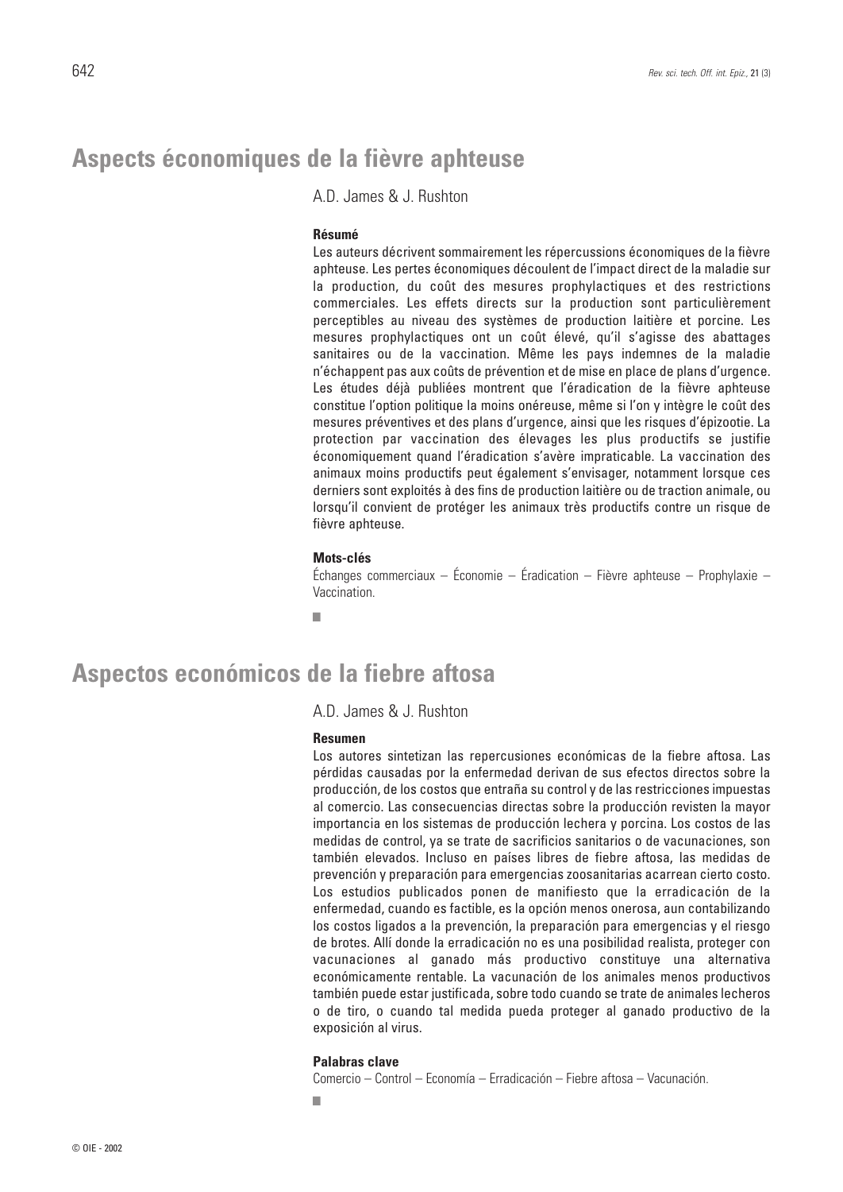# Aspects économiques de la fièvre aphteuse

A.D. James & J. Rushton

**Résumé**

Les auteurs décrivent sommairement les répercussions économiques de la fièvre aphteuse. Les pertes économiques découlent de l'impact direct de la maladie sur la production, du coût des mesures prophylactiques et des restrictions commerciales. Les effets directs sur la production sont particulièrement perceptibles au niveau des systèmes de production laitière et porcine. Les mesures prophylactiques ont un coût élevé, qu'il s'agisse des abattages sanitaires ou de la vaccination. Même les pays indemnes de la maladie n'échappent pas aux coûts de prévention et de mise en place de plans d'urgence. Les études déjà publiées montrent que l'éradication de la fièvre aphteuse constitue l'option politique la moins onéreuse, même si l'on y intègre le coût des mesures préventives et des plans d'urgence, ainsi que les risques d'épizootie. La protection par vaccination des élevages les plus productifs se justifie économiquement quand l'éradication s'avère impraticable. La vaccination des animaux moins productifs peut également s'envisager, notamment lorsque ces derniers sont exploités à des fins de production laitière ou de traction animale, ou lorsqu'il convient de protéger les animaux très productifs contre un risque de fièvre aphteuse.

**Mots-clés**

Échanges commerciaux – Économie – Éradication – Fièvre aphteuse – Prophylaxie – Vaccination.

■

# Aspectos económicos de la fiebre aftosa

A.D. James & J. Rushton

**Resumen**

Los autores sintetizan las repercusiones económicas de la fiebre aftosa. Las pérdidas causadas por la enfermedad derivan de sus efectos directos sobre la producción, de los costos que entraña su control y de las restricciones impuestas al comercio. Las consecuencias directas sobre la producción revisten la mayor importancia en los sistemas de producción lechera y porcina. Los costos de las medidas de control, ya se trate de sacrificios sanitarios o de vacunaciones, son también elevados. Incluso en países libres de fiebre aftosa, las medidas de prevención y preparación para emergencias zoosanitarias acarrean cierto costo. Los estudios publicados ponen de manifiesto que la erradicación de la enfermedad, cuando es factible, es la opción menos onerosa, aun contabilizando los costos ligados a la prevención, la preparación para emergencias y el riesgo de brotes. Allí donde la erradicación no es una posibilidad realista, proteger con vacunaciones al ganado más productivo constituye una alternativa económicamente rentable. La vacunación de los animales menos productivos también puede estar justificada, sobre todo cuando se trate de animales lecheros o de tiro, o cuando tal medida pueda proteger al ganado productivo de la exposición al virus.

**Palabras clave**

Comercio – Control – Economía – Erradicación – Fiebre aftosa – Vacunación.

■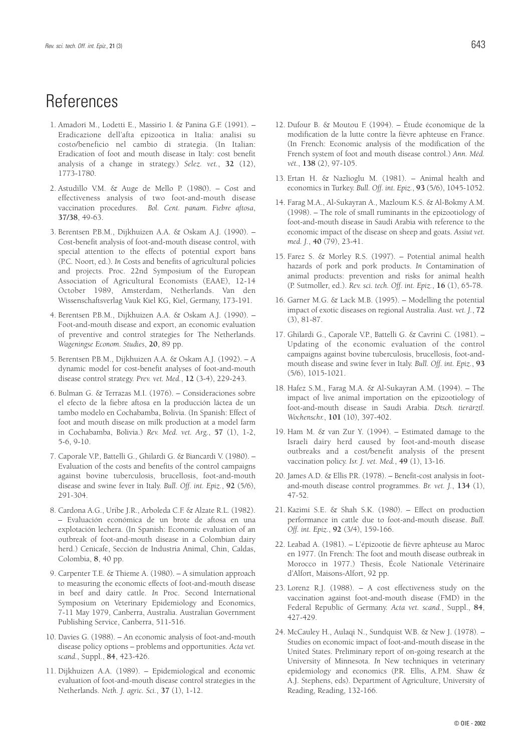# References

1. Amadori M., Lodetti E., Massirio I. & Panina G.F. (1991). – Eradicazione dell'afta epizootica in Italia: analisi su costo/beneficio nel cambio di strategia. (In Italian: Eradication of foot and mouth disease in Italy: cost benefit analysis of a change in strategy.) *Selez. vet.*, **32** (12), 1773-1780.

2. Astudillo V.M. & Auge de Mello P. (1980). – Cost and effectiveness analysis of two foot-and-mouth disease vaccination procedures. *Bol. Cent. panam. Fiebre aftosa*, **37/38**, 49-63.

3. Berentsen P.B.M., Dijkhuizen A.A. & Oskam A.J. (1990). – Cost-benefit analysis of foot-and-mouth disease control, with special attention to the effects of potential export bans (P.C. Noort, ed.). *In* Costs and benefits of agricultural policies and projects. Proc. 22nd Symposium of the European Association of Agricultural Economists (EAAE), 12-14 October 1989, Amsterdam, Netherlands. Van den Wissenschaftsverlag Vauk Kiel KG, Kiel, Germany, 173-191.

4. Berentsen P.B.M., Dijkhuizen A.A. & Oskam A.J. (1990). – Foot-and-mouth disease and export, an economic evaluation of preventive and control strategies for The Netherlands. *Wageningse Econom. Studies*, **20**, 89 pp.

5. Berentsen P.B.M., Dijkhuizen A.A. & Oskam A.J. (1992). – A dynamic model for cost-benefit analyses of foot-and-mouth disease control strategy. *Prev. vet. Med.*, **12** (3-4), 229-243.

6. Bulman G. & Terrazas M.I. (1976). – Consideraciones sobre el efecto de la fiebre aftosa en la producción láctea de un tambo modelo en Cochabamba, Bolivia. (In Spanish: Effect of foot and mouth disease on milk production at a model farm in Cochabamba, Bolivia.) *Rev. Med. vet. Arg.*, **57** (1), 1-2, 5-6, 9-10.

7. Caporale V.P., Battelli G., Ghilardi G. & Biancardi V. (1980). – Evaluation of the costs and benefits of the control campaigns against bovine tuberculosis, brucellosis, foot-and-mouth disease and swine fever in Italy. *Bull. Off. int. Epiz.*, **92** (5/6), 291-304.

8. Cardona A.G., Uribe J.R., Arboleda C.F. & Alzate R.L. (1982). – Evaluación económica de un brote de aftosa en una explotación lechera. (In Spanish: Economic evaluation of an outbreak of foot-and-mouth disease in a Colombian dairy herd.) Cenicafe, Sección de Industria Animal, Chin, Caldas, Colombia, **8**, 40 pp.

9. Carpenter T.E. & Thieme A. (1980). – A simulation approach to measuring the economic effects of foot-and-mouth disease in beef and dairy cattle. *In* Proc. Second International Symposium on Veterinary Epidemiology and Economics, 7-11 May 1979, Canberra, Australia. Australian Government Publishing Service, Canberra, 511-516.

10. Davies G. (1988). – An economic analysis of foot-and-mouth disease policy options – problems and opportunities. *Acta vet. scand.*, Suppl., **84**, 423-426.

11. Dijkhuizen A.A. (1989). – Epidemiological and economic evaluation of foot-and-mouth disease control strategies in the Netherlands. *Neth. J. agric. Sci.*, **37** (1), 1-12.

12. Dufour B. & Moutou F. (1994). – Étude économique de la modification de la lutte contre la fièvre aphteuse en France. (In French: Economic analysis of the modification of the French system of foot and mouth disease control.) *Ann. Méd. vét.*, **138** (2), 97-105.

13. Ertan H. & Nazlioglu M. (1981). – Animal health and economics in Turkey. *Bull. Off. int. Epiz.*, **93** (5/6), 1045-1052.

14. Farag M.A., Al-Sukayran A., Mazloum K.S. & Al-Bokmy A.M. (1998). – The role of small ruminants in the epizootiology of foot-and-mouth disease in Saudi Arabia with reference to the economic impact of the disease on sheep and goats. *Assiut vet. med. J.*, **40** (79), 23-41.

15. Farez S. & Morley R.S. (1997). – Potential animal health hazards of pork and pork products. *In* Contamination of animal products: prevention and risks for animal health (P. Sutmoller, ed.). *Rev. sci. tech. Off. int. Epiz.*, **16** (1), 65-78.

16. Garner M.G. & Lack M.B. (1995). – Modelling the potential impact of exotic diseases on regional Australia. *Aust. vet. J.*, **72** (3), 81-87.

17. Ghilardi G., Caporale V.P., Battelli G. & Cavrini C. (1981). – Updating of the economic evaluation of the control campaigns against bovine tuberculosis, brucellosis, foot-and-mouth disease and swine fever in Italy. *Bull. Off. int. Epiz.*, **93** (5/6), 1015-1021.

18. Hafez S.M., Farag M.A. & Al-Sukayran A.M. (1994). – The impact of live animal importation on the epizootiology of foot-and-mouth disease in Saudi Arabia. *Dtsch. tierärztl. Wochenschr.*, **101** (10), 397-402.

19. Ham M. & van Zur Y. (1994). – Estimated damage to the Israeli dairy herd caused by foot-and-mouth disease outbreaks and a cost/benefit analysis of the present vaccination policy. *Isr. J. vet. Med.*, **49** (1), 13-16.

20. James A.D. & Ellis P.R. (1978). – Benefit-cost analysis in foot-and-mouth disease control programmes. *Br. vet. J.*, **134** (1), 47-52.

21. Kazimi S.E. & Shah S.K. (1980). – Effect on production performance in cattle due to foot-and-mouth disease. *Bull. Off. int. Epiz.*, **92** (3/4), 159-166.

22. Leabad A. (1981). – L'épizootie de fièvre aphteuse au Maroc en 1977. (In French: The foot and mouth disease outbreak in Morocco in 1977.) Thesis, École Nationale Vétérinaire d'Alfort, Maisons-Alfort, 92 pp.

23. Lorenz R.J. (1988). – A cost effectiveness study on the vaccination against foot-and-mouth disease (FMD) in the Federal Republic of Germany. *Acta vet. scand.*, Suppl., **84**, 427-429.

24. McCauley H., Aulaqi N., Sundquist W.B. & New J. (1978). – Studies on economic impact of foot-and-mouth disease in the United States. Preliminary report of on-going research at the University of Minnesota. *In* New techniques in veterinary epidemiology and economics (P.R. Ellis, A.P.M. Shaw & A.J. Stephens, eds). Department of Agriculture, University of Reading, Reading, 132-166.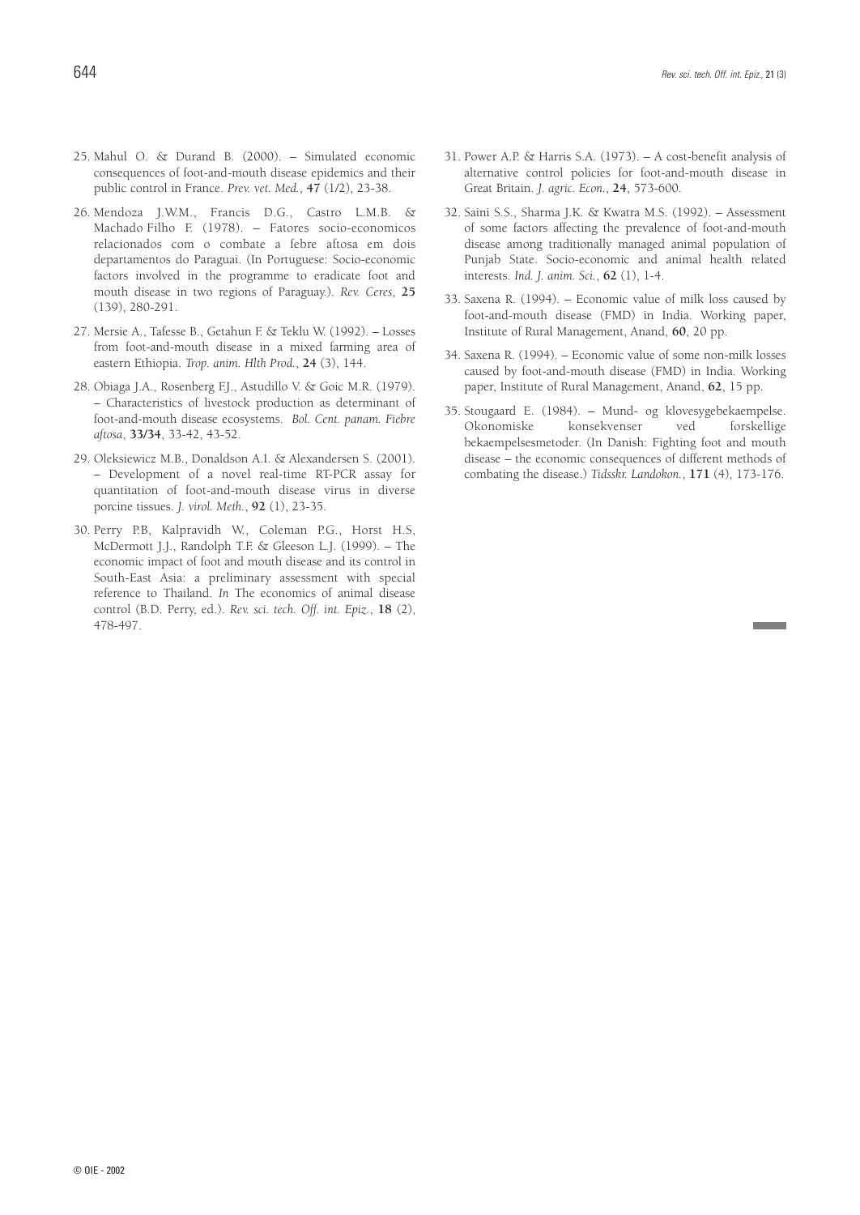25. Mahul O. & Durand B. (2000). – Simulated economic consequences of foot-and-mouth disease epidemics and their public control in France. *Prev. vet. Med.*, **47** (1/2), 23-38.

26. Mendoza J.W.M., Francis D.G., Castro L.M.B. & Machado Filho F. (1978). – Fatores socio-economicos relacionados com o combate a febre aftosa em dois departamentos do Paraguai. (In Portuguese: Socio-economic factors involved in the programme to eradicate foot and mouth disease in two regions of Paraguay.). *Rev. Ceres*, **25** (139), 280-291.

27. Mersie A., Tafesse B., Getahun F. & Teklu W. (1992). – Losses from foot-and-mouth disease in a mixed farming area of eastern Ethiopia. *Trop. anim. Hlth Prod.*, **24** (3), 144.

28. Obiaga J.A., Rosenberg F.J., Astudillo V. & Goic M.R. (1979). – Characteristics of livestock production as determinant of foot-and-mouth disease ecosystems. *Bol. Cent. panam. Fiebre aftosa*, **33/34**, 33-42, 43-52.

29. Oleksiewicz M.B., Donaldson A.I. & Alexandersen S. (2001). – Development of a novel real-time RT-PCR assay for quantitation of foot-and-mouth disease virus in diverse porcine tissues. *J. virol. Meth.*, **92** (1), 23-35.

30. Perry P.B, Kalpravidh W., Coleman P.G., Horst H.S, McDermott J.J., Randolph T.F. & Gleeson L.J. (1999). – The economic impact of foot and mouth disease and its control in South-East Asia: a preliminary assessment with special reference to Thailand. *In* The economics of animal disease control (B.D. Perry, ed.). *Rev. sci. tech. Off. int. Epiz.*, **18** (2), 478-497.

31. Power A.P. & Harris S.A. (1973). – A cost-benefit analysis of alternative control policies for foot-and-mouth disease in Great Britain. *J. agric. Econ.*, **24**, 573-600.

32. Saini S.S., Sharma J.K. & Kwatra M.S. (1992). – Assessment of some factors affecting the prevalence of foot-and-mouth disease among traditionally managed animal population of Punjab State. Socio-economic and animal health related interests. *Ind. J. anim. Sci.*, **62** (1), 1-4.

33. Saxena R. (1994). – Economic value of milk loss caused by foot-and-mouth disease (FMD) in India. Working paper, Institute of Rural Management, Anand, **60**, 20 pp.

34. Saxena R. (1994). – Economic value of some non-milk losses caused by foot-and-mouth disease (FMD) in India. Working paper, Institute of Rural Management, Anand, **62**, 15 pp.

35. Stougaard E. (1984). – Mund- og klovesygebekaempelse. Okonomiske konsekvenser ved forskellige bekaempelsesmetoder. (In Danish: Fighting foot and mouth disease – the economic consequences of different methods of combating the disease.) *Tidsskr. Landokon.*, **171** (4), 173-176.